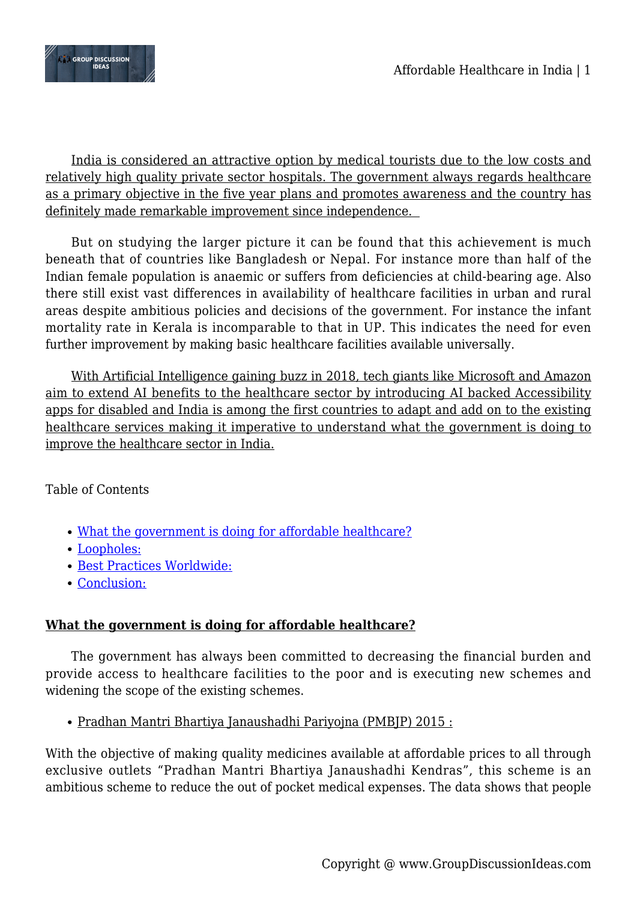India is considered an attractive option by medical tourists due to the low costs and relatively high quality private sector hospitals. The government always regards healthcare as a primary objective in the five year plans and promotes awareness and the country has definitely made remarkable improvement since independence.

But on studying the larger picture it can be found that this achievement is much beneath that of countries like Bangladesh or Nepal. For instance more than half of the Indian female population is anaemic or suffers from deficiencies at child-bearing age. Also there still exist vast differences in availability of healthcare facilities in urban and rural areas despite ambitious policies and decisions of the government. For instance the infant mortality rate in Kerala is incomparable to that in UP. This indicates the need for even further improvement by making basic healthcare facilities available universally.

With Artificial Intelligence gaining buzz in 2018, tech giants like Microsoft and Amazon aim to extend AI benefits to the healthcare sector by introducing AI backed Accessibility apps for disabled and India is among the first countries to adapt and add on to the existing healthcare services making it imperative to understand what the government is doing to improve the healthcare sector in India.

Table of Contents

- What the government is doing for affordable healthcare?
- Loopholes:
- Best Practices Worldwide:
- Conclusion:

## What the government is doing for affordable healthcare?

The government has always been committed to decreasing the financial burden and provide access to healthcare facilities to the poor and is executing new schemes and widening the scope of the existing schemes.

- Pradhan Mantri Bhartiya Janaushadhi Pariyojna (PMBJP) 2015 :

With the objective of making quality medicines available at affordable prices to all through exclusive outlets "Pradhan Mantri Bhartiya Janaushadhi Kendras", this scheme is an ambitious scheme to reduce the out of pocket medical expenses. The data shows that people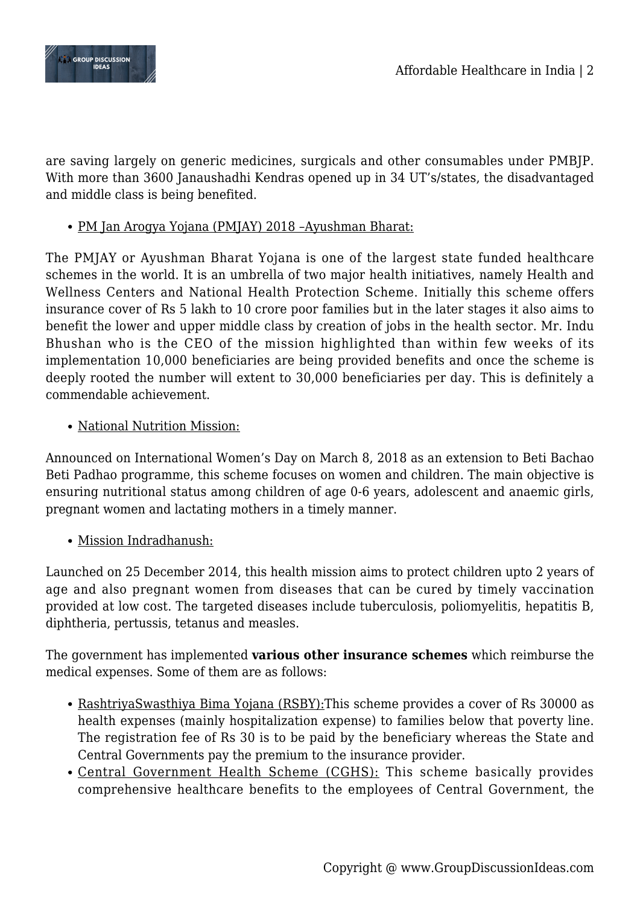are saving largely on generic medicines, surgicals and other consumables under PMBJP. With more than 3600 Janaushadhi Kendras opened up in 34 UT's/states, the disadvantaged and middle class is being benefited.

- PM Jan Arogya Yojana (PMJAY) 2018 –Ayushman Bharat:

The PMJAY or Ayushman Bharat Yojana is one of the largest state funded healthcare schemes in the world. It is an umbrella of two major health initiatives, namely Health and Wellness Centers and National Health Protection Scheme. Initially this scheme offers insurance cover of Rs 5 lakh to 10 crore poor families but in the later stages it also aims to benefit the lower and upper middle class by creation of jobs in the health sector. Mr. Indu Bhushan who is the CEO of the mission highlighted than within few weeks of its implementation 10,000 beneficiaries are being provided benefits and once the scheme is deeply rooted the number will extent to 30,000 beneficiaries per day. This is definitely a commendable achievement.

- National Nutrition Mission:

Announced on International Women's Day on March 8, 2018 as an extension to Beti Bachao Beti Padhao programme, this scheme focuses on women and children. The main objective is ensuring nutritional status among children of age 0-6 years, adolescent and anaemic girls, pregnant women and lactating mothers in a timely manner.

- Mission Indradhanush:

Launched on 25 December 2014, this health mission aims to protect children upto 2 years of age and also pregnant women from diseases that can be cured by timely vaccination provided at low cost. The targeted diseases include tuberculosis, poliomyelitis, hepatitis B, diphtheria, pertussis, tetanus and measles.

The government has implemented **various other insurance schemes** which reimburse the medical expenses. Some of them are as follows:

- RashtriyaSwasthiya Bima Yojana (RSBY):This scheme provides a cover of Rs 30000 as health expenses (mainly hospitalization expense) to families below that poverty line. The registration fee of Rs 30 is to be paid by the beneficiary whereas the State and Central Governments pay the premium to the insurance provider.
- Central Government Health Scheme (CGHS): This scheme basically provides comprehensive healthcare benefits to the employees of Central Government, the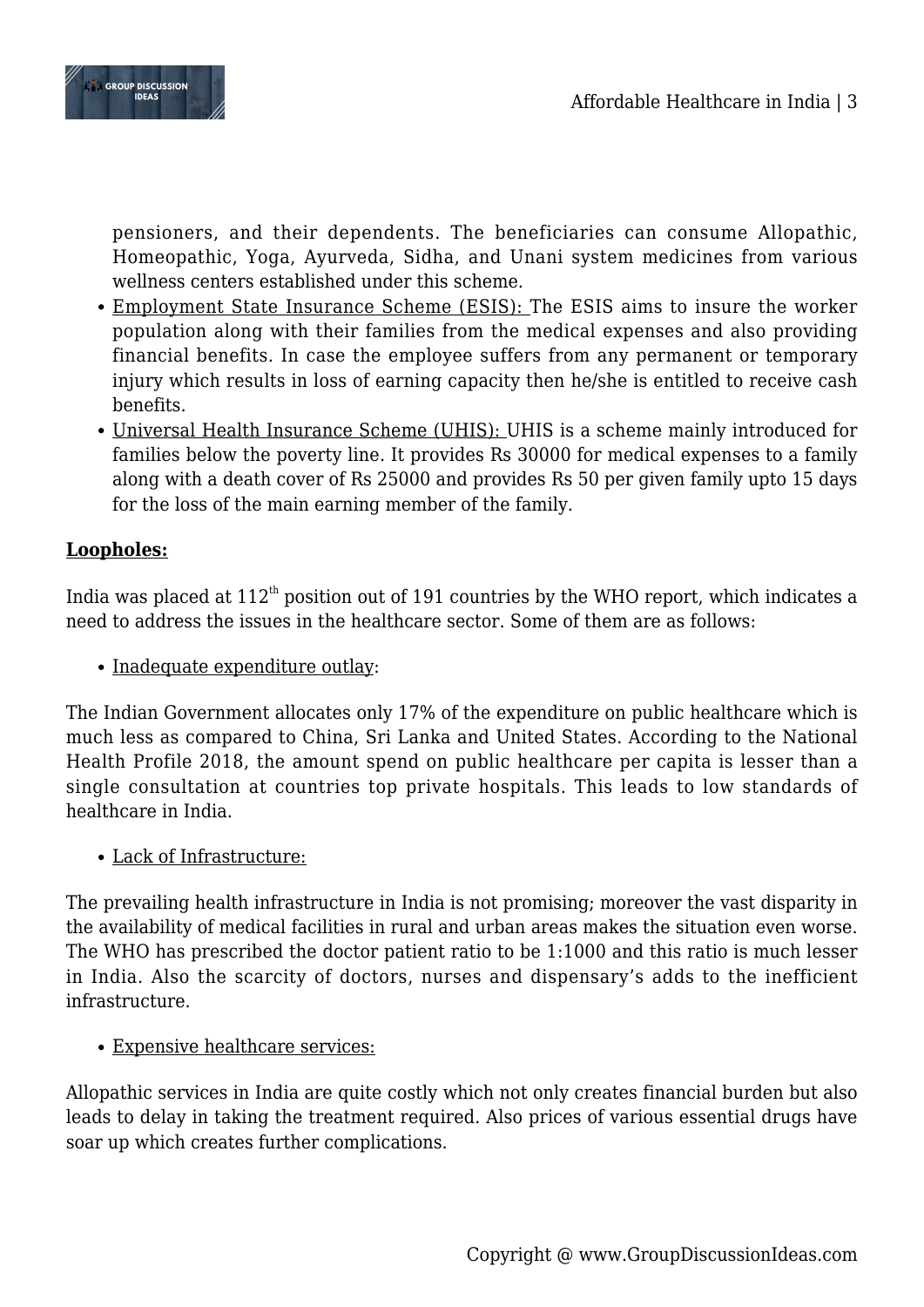pensioners, and their dependents. The beneficiaries can consume Allopathic, Homeopathic, Yoga, Ayurveda, Sidha, and Unani system medicines from various wellness centers established under this scheme.

- Employment State Insurance Scheme (ESIS): The ESIS aims to insure the worker population along with their families from the medical expenses and also providing financial benefits. In case the employee suffers from any permanent or temporary injury which results in loss of earning capacity then he/she is entitled to receive cash benefits.
- Universal Health Insurance Scheme (UHIS): UHIS is a scheme mainly introduced for families below the poverty line. It provides Rs 30000 for medical expenses to a family along with a death cover of Rs 25000 and provides Rs 50 per given family upto 15 days for the loss of the main earning member of the family.

**Loopholes:**

India was placed at 112th position out of 191 countries by the WHO report, which indicates a need to address the issues in the healthcare sector. Some of them are as follows:

- Inadequate expenditure outlay:

The Indian Government allocates only 17% of the expenditure on public healthcare which is much less as compared to China, Sri Lanka and United States. According to the National Health Profile 2018, the amount spend on public healthcare per capita is lesser than a single consultation at countries top private hospitals. This leads to low standards of healthcare in India.

- Lack of Infrastructure:

The prevailing health infrastructure in India is not promising; moreover the vast disparity in the availability of medical facilities in rural and urban areas makes the situation even worse. The WHO has prescribed the doctor patient ratio to be 1:1000 and this ratio is much lesser in India. Also the scarcity of doctors, nurses and dispensary's adds to the inefficient infrastructure.

- Expensive healthcare services:

Allopathic services in India are quite costly which not only creates financial burden but also leads to delay in taking the treatment required. Also prices of various essential drugs have soar up which creates further complications.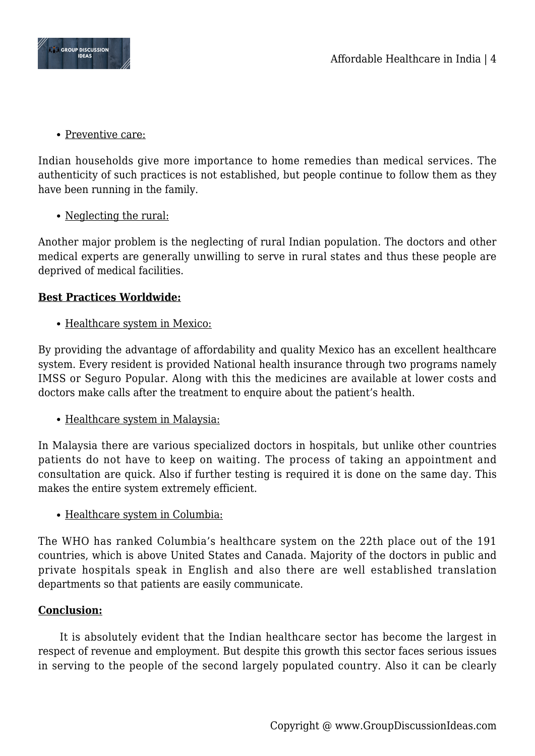- Preventive care:

Indian households give more importance to home remedies than medical services. The authenticity of such practices is not established, but people continue to follow them as they have been running in the family.

- Neglecting the rural:

Another major problem is the neglecting of rural Indian population. The doctors and other medical experts are generally unwilling to serve in rural states and thus these people are deprived of medical facilities.

**Best Practices Worldwide:**

- Healthcare system in Mexico:

By providing the advantage of affordability and quality Mexico has an excellent healthcare system. Every resident is provided National health insurance through two programs namely IMSS or Seguro Popular. Along with this the medicines are available at lower costs and doctors make calls after the treatment to enquire about the patient's health.

- Healthcare system in Malaysia:

In Malaysia there are various specialized doctors in hospitals, but unlike other countries patients do not have to keep on waiting. The process of taking an appointment and consultation are quick. Also if further testing is required it is done on the same day. This makes the entire system extremely efficient.

- Healthcare system in Columbia:

The WHO has ranked Columbia's healthcare system on the 22th place out of the 191 countries, which is above United States and Canada. Majority of the doctors in public and private hospitals speak in English and also there are well established translation departments so that patients are easily communicate.

**Conclusion:**

It is absolutely evident that the Indian healthcare sector has become the largest in respect of revenue and employment. But despite this growth this sector faces serious issues in serving to the people of the second largely populated country. Also it can be clearly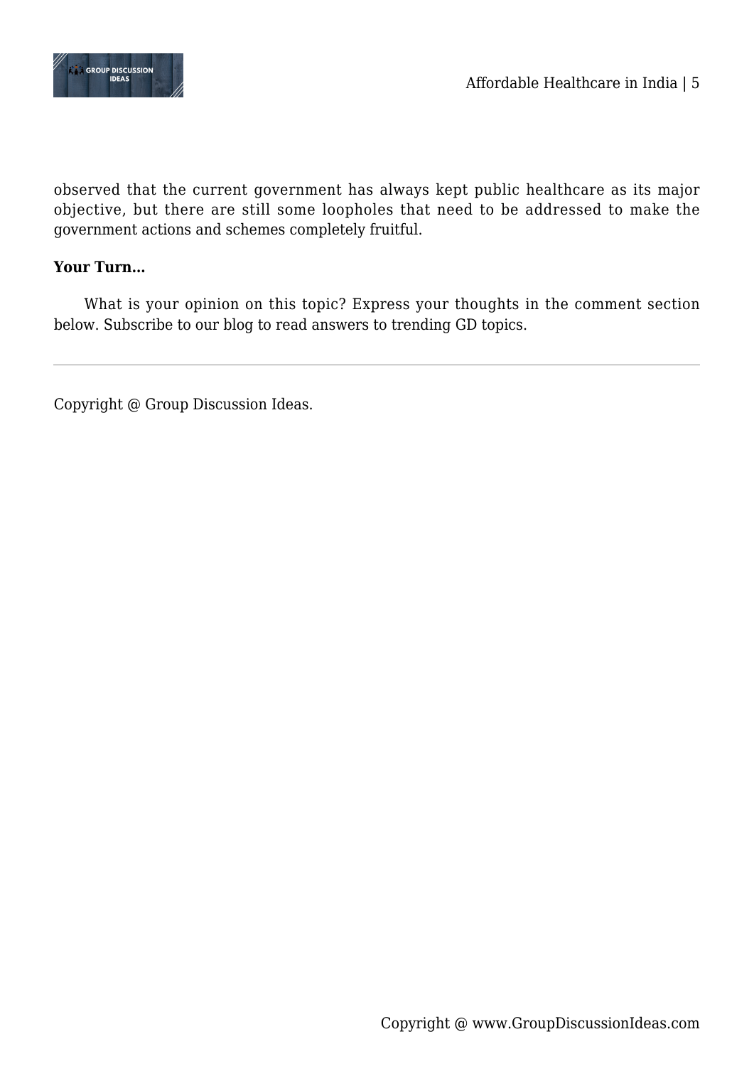observed that the current government has always kept public healthcare as its major objective, but there are still some loopholes that need to be addressed to make the government actions and schemes completely fruitful.

**Your Turn…**

What is your opinion on this topic? Express your thoughts in the comment section below. Subscribe to our blog to read answers to trending GD topics.

---

Copyright @ Group Discussion Ideas.